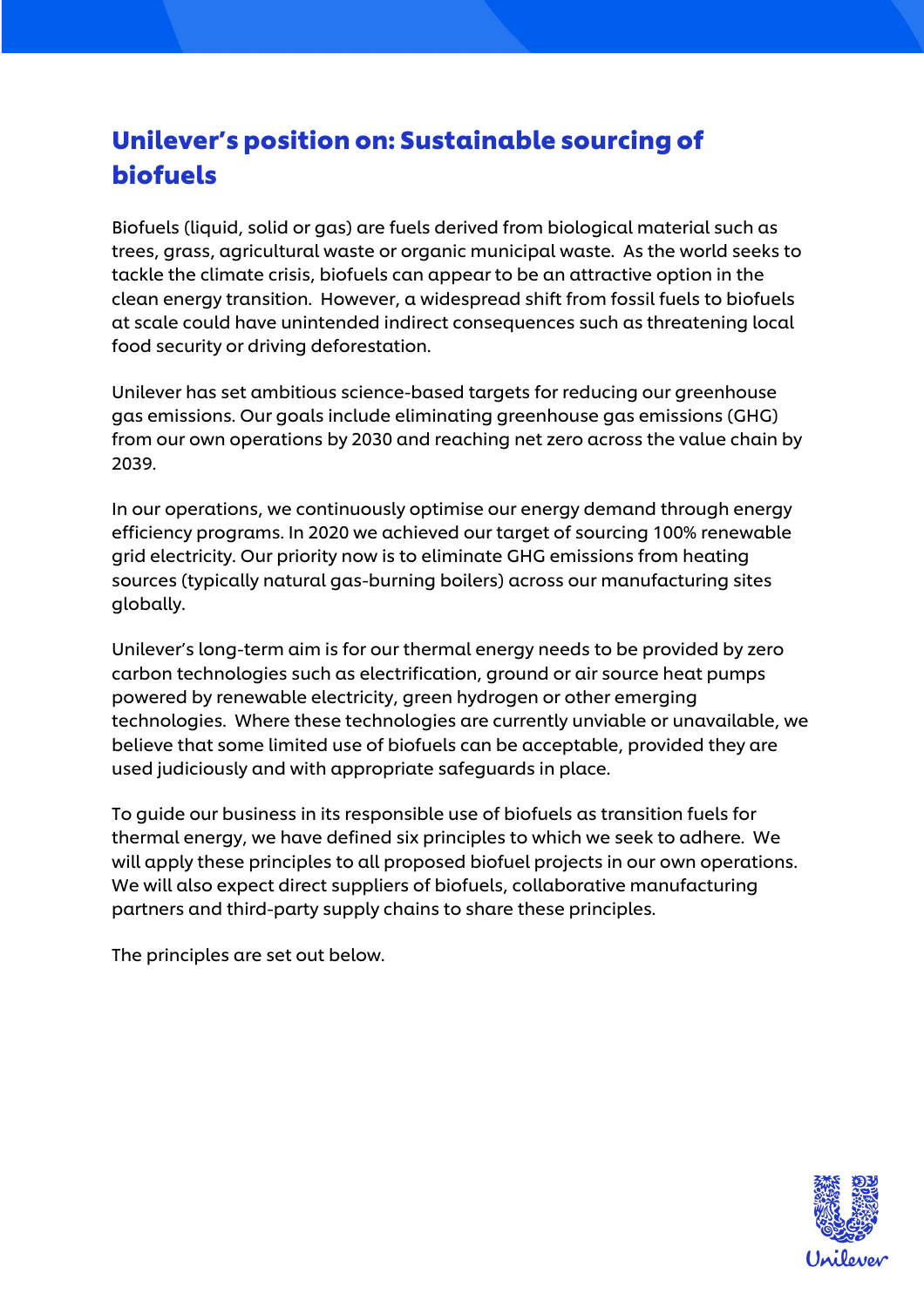# Unilever's position on: Sustainable sourcing of biofuels

Biofuels (liquid, solid or gas) are fuels derived from biological material such as trees, grass, agricultural waste or organic municipal waste. As the world seeks to tackle the climate crisis, biofuels can appear to be an attractive option in the clean energy transition. However, a widespread shift from fossil fuels to biofuels at scale could have unintended indirect consequences such as threatening local food security or driving deforestation.

Unilever has set ambitious science-based targets for reducing our greenhouse gas emissions. Our goals include eliminating greenhouse gas emissions (GHG) from our own operations by 2030 and reaching net zero across the value chain by 2039.

In our operations, we continuously optimise our energy demand through energy efficiency programs. In 2020 we achieved our target of sourcing 100% renewable grid electricity. Our priority now is to eliminate GHG emissions from heating sources (typically natural gas-burning boilers) across our manufacturing sites globally.

Unilever's long-term aim is for our thermal energy needs to be provided by zero carbon technologies such as electrification, ground or air source heat pumps powered by renewable electricity, green hydrogen or other emerging technologies. Where these technologies are currently unviable or unavailable, we believe that some limited use of biofuels can be acceptable, provided they are used judiciously and with appropriate safeguards in place.

To guide our business in its responsible use of biofuels as transition fuels for thermal energy, we have defined six principles to which we seek to adhere. We will apply these principles to all proposed biofuel projects in our own operations. We will also expect direct suppliers of biofuels, collaborative manufacturing partners and third-party supply chains to share these principles.

The principles are set out below.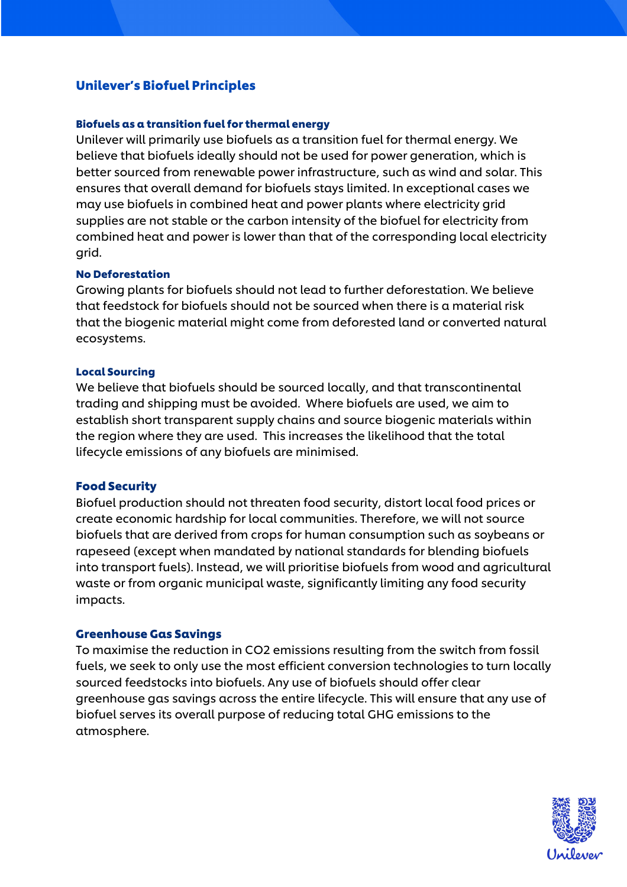## Unilever's Biofuel Principles

### Biofuels as a transition fuel for thermal energy

Unilever will primarily use biofuels as a transition fuel for thermal energy. We believe that biofuels ideally should not be used for power generation, which is better sourced from renewable power infrastructure, such as wind and solar. This ensures that overall demand for biofuels stays limited. In exceptional cases we may use biofuels in combined heat and power plants where electricity grid supplies are not stable or the carbon intensity of the biofuel for electricity from combined heat and power is lower than that of the corresponding local electricity grid.

### No Deforestation

Growing plants for biofuels should not lead to further deforestation. We believe that feedstock for biofuels should not be sourced when there is a material risk that the biogenic material might come from deforested land or converted natural ecosystems.

### Local Sourcing

We believe that biofuels should be sourced locally, and that transcontinental trading and shipping must be avoided. Where biofuels are used, we aim to establish short transparent supply chains and source biogenic materials within the region where they are used. This increases the likelihood that the total lifecycle emissions of any biofuels are minimised.

### Food Security

Biofuel production should not threaten food security, distort local food prices or create economic hardship for local communities. Therefore, we will not source biofuels that are derived from crops for human consumption such as soybeans or rapeseed (except when mandated by national standards for blending biofuels into transport fuels). Instead, we will prioritise biofuels from wood and agricultural waste or from organic municipal waste, significantly limiting any food security impacts.

### Greenhouse Gas Savings

To maximise the reduction in $CO_2$ emissions resulting from the switch from fossil fuels, we seek to only use the most efficient conversion technologies to turn locally sourced feedstocks into biofuels. Any use of biofuels should offer clear greenhouse gas savings across the entire lifecycle. This will ensure that any use of biofuel serves its overall purpose of reducing total GHG emissions to the atmosphere.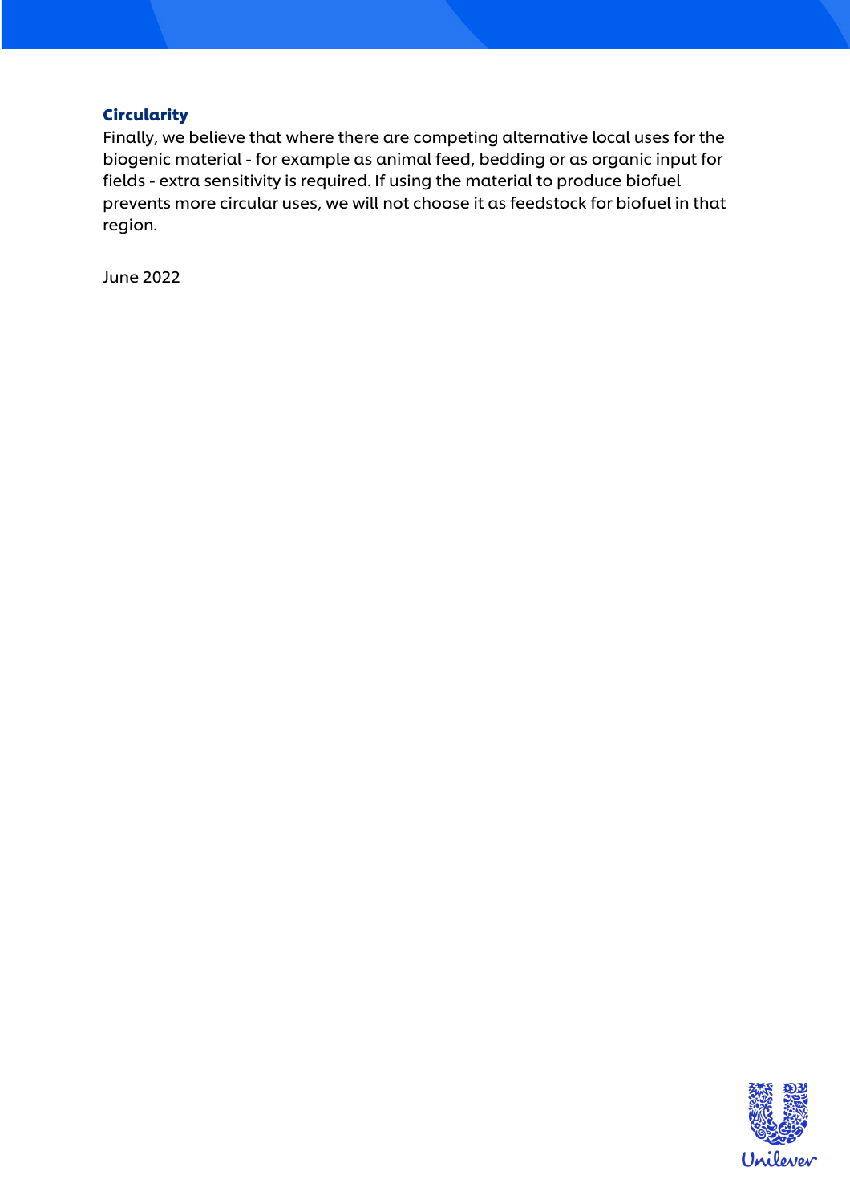### Circularity

Finally, we believe that where there are competing alternative local uses for the biogenic material - for example as animal feed, bedding or as organic input for fields - extra sensitivity is required. If using the material to produce biofuel prevents more circular uses, we will not choose it as feedstock for biofuel in that region.

June 2022